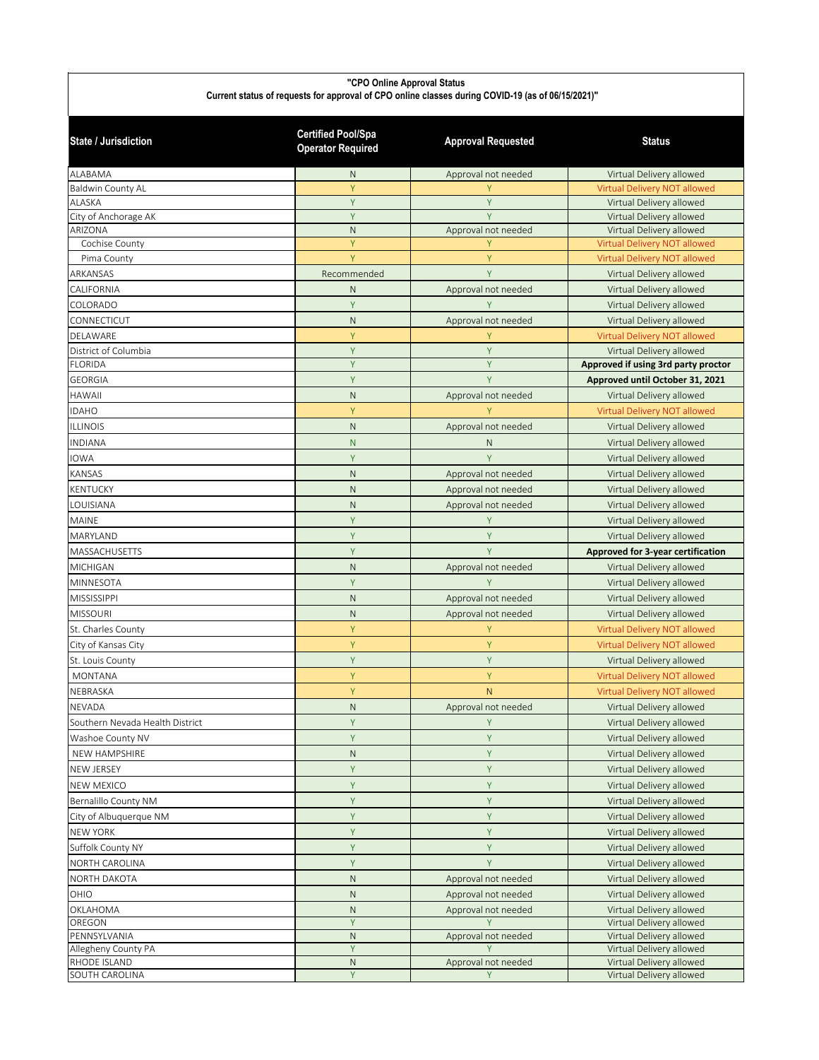# "CPO Online Approval Status

**Current status of requests for approval of CPO online classes during COVID-19 (as of 06/15/2021)"**

| State / Jurisdiction | Certified Pool/Spa Operator Required | Approval Requested | Status |
|---|---|---|---|
| ALABAMA | N | Approval not needed | Virtual Delivery allowed |
| Baldwin County AL | Y | Y | Virtual Delivery NOT allowed |
| ALASKA | Y | Y | Virtual Delivery allowed |
| City of Anchorage AK | Y | Y | Virtual Delivery allowed |
| ARIZONA | N | Approval not needed | Virtual Delivery allowed |
| Cochise County | Y | Y | Virtual Delivery NOT allowed |
| Pima County | Y | Y | Virtual Delivery NOT allowed |
| ARKANSAS | Recommended | Y | Virtual Delivery allowed |
| CALIFORNIA | N | Approval not needed | Virtual Delivery allowed |
| COLORADO | Y | Y | Virtual Delivery allowed |
| CONNECTICUT | N | Approval not needed | Virtual Delivery allowed |
| DELAWARE | Y | Y | Virtual Delivery NOT allowed |
| District of Columbia | Y | Y | Virtual Delivery allowed |
| FLORIDA | Y | Y | **Approved if using 3rd party proctor** |
| GEORGIA | Y | Y | **Approved until October 31, 2021** |
| HAWAII | N | Approval not needed | Virtual Delivery allowed |
| IDAHO | Y | Y | Virtual Delivery NOT allowed |
| ILLINOIS | N | Approval not needed | Virtual Delivery allowed |
| INDIANA | N | N | Virtual Delivery allowed |
| IOWA | Y | Y | Virtual Delivery allowed |
| KANSAS | N | Approval not needed | Virtual Delivery allowed |
| KENTUCKY | N | Approval not needed | Virtual Delivery allowed |
| LOUISIANA | N | Approval not needed | Virtual Delivery allowed |
| MAINE | Y | Y | Virtual Delivery allowed |
| MARYLAND | Y | Y | Virtual Delivery allowed |
| MASSACHUSETTS | Y | Y | **Approved for 3-year certification** |
| MICHIGAN | N | Approval not needed | Virtual Delivery allowed |
| MINNESOTA | Y | Y | Virtual Delivery allowed |
| MISSISSIPPI | N | Approval not needed | Virtual Delivery allowed |
| MISSOURI | N | Approval not needed | Virtual Delivery allowed |
| St. Charles County | Y | Y | Virtual Delivery NOT allowed |
| City of Kansas City | Y | Y | Virtual Delivery NOT allowed |
| St. Louis County | Y | Y | Virtual Delivery allowed |
| MONTANA | Y | Y | Virtual Delivery NOT allowed |
| NEBRASKA | Y | N | Virtual Delivery NOT allowed |
| NEVADA | N | Approval not needed | Virtual Delivery allowed |
| Southern Nevada Health District | Y | Y | Virtual Delivery allowed |
| Washoe County NV | Y | Y | Virtual Delivery allowed |
| NEW HAMPSHIRE | N | Y | Virtual Delivery allowed |
| NEW JERSEY | Y | Y | Virtual Delivery allowed |
| NEW MEXICO | Y | Y | Virtual Delivery allowed |
| Bernalillo County NM | Y | Y | Virtual Delivery allowed |
| City of Albuquerque NM | Y | Y | Virtual Delivery allowed |
| NEW YORK | Y | Y | Virtual Delivery allowed |
| Suffolk County NY | Y | Y | Virtual Delivery allowed |
| NORTH CAROLINA | Y | Y | Virtual Delivery allowed |
| NORTH DAKOTA | N | Approval not needed | Virtual Delivery allowed |
| OHIO | N | Approval not needed | Virtual Delivery allowed |
| OKLAHOMA | N | Approval not needed | Virtual Delivery allowed |
| OREGON | Y | Y | Virtual Delivery allowed |
| PENNSYLVANIA | N | Approval not needed | Virtual Delivery allowed |
| Allegheny County PA | Y | Y | Virtual Delivery allowed |
| RHODE ISLAND | N | Approval not needed | Virtual Delivery allowed |
| SOUTH CAROLINA | Y | Y | Virtual Delivery allowed |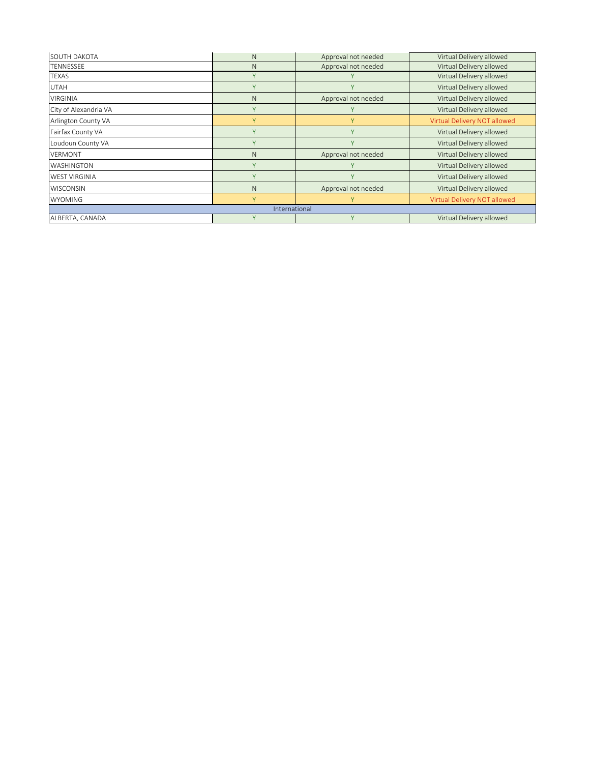| | | | |
|---|---|---|---|
| SOUTH DAKOTA | N | Approval not needed | Virtual Delivery allowed |
| TENNESSEE | N | Approval not needed | Virtual Delivery allowed |
| TEXAS | Y | Y | Virtual Delivery allowed |
| UTAH | Y | Y | Virtual Delivery allowed |
| VIRGINIA | N | Approval not needed | Virtual Delivery allowed |
| City of Alexandria VA | Y | Y | Virtual Delivery allowed |
| Arlington County VA | Y | Y | Virtual Delivery NOT allowed |
| Fairfax County VA | Y | Y | Virtual Delivery allowed |
| Loudoun County VA | Y | Y | Virtual Delivery allowed |
| VERMONT | N | Approval not needed | Virtual Delivery allowed |
| WASHINGTON | Y | Y | Virtual Delivery allowed |
| WEST VIRGINIA | Y | Y | Virtual Delivery allowed |
| WISCONSIN | N | Approval not needed | Virtual Delivery allowed |
| WYOMING | Y | Y | Virtual Delivery NOT allowed |
| International | | | |
| ALBERTA, CANADA | Y | Y | Virtual Delivery allowed |